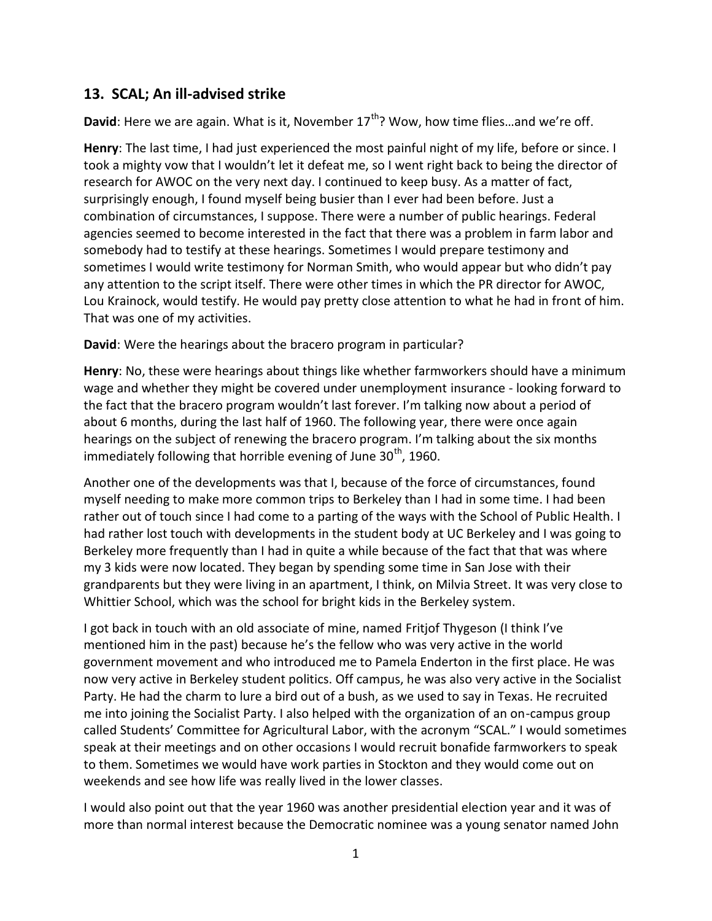## 13. SCAL; An ill-advised strike

**David**: Here we are again. What is it, November 17th? Wow, how time flies…and we're off.

**Henry**: The last time, I had just experienced the most painful night of my life, before or since. I took a mighty vow that I wouldn't let it defeat me, so I went right back to being the director of research for AWOC on the very next day. I continued to keep busy. As a matter of fact, surprisingly enough, I found myself being busier than I ever had been before. Just a combination of circumstances, I suppose. There were a number of public hearings. Federal agencies seemed to become interested in the fact that there was a problem in farm labor and somebody had to testify at these hearings. Sometimes I would prepare testimony and sometimes I would write testimony for Norman Smith, who would appear but who didn't pay any attention to the script itself. There were other times in which the PR director for AWOC, Lou Krainock, would testify. He would pay pretty close attention to what he had in front of him. That was one of my activities.

**David**: Were the hearings about the bracero program in particular?

**Henry**: No, these were hearings about things like whether farmworkers should have a minimum wage and whether they might be covered under unemployment insurance - looking forward to the fact that the bracero program wouldn't last forever. I'm talking now about a period of about 6 months, during the last half of 1960. The following year, there were once again hearings on the subject of renewing the bracero program. I'm talking about the six months immediately following that horrible evening of June 30th, 1960.

Another one of the developments was that I, because of the force of circumstances, found myself needing to make more common trips to Berkeley than I had in some time. I had been rather out of touch since I had come to a parting of the ways with the School of Public Health. I had rather lost touch with developments in the student body at UC Berkeley and I was going to Berkeley more frequently than I had in quite a while because of the fact that that was where my 3 kids were now located. They began by spending some time in San Jose with their grandparents but they were living in an apartment, I think, on Milvia Street. It was very close to Whittier School, which was the school for bright kids in the Berkeley system.

I got back in touch with an old associate of mine, named Fritjof Thygeson (I think I've mentioned him in the past) because he's the fellow who was very active in the world government movement and who introduced me to Pamela Enderton in the first place. He was now very active in Berkeley student politics. Off campus, he was also very active in the Socialist Party. He had the charm to lure a bird out of a bush, as we used to say in Texas. He recruited me into joining the Socialist Party. I also helped with the organization of an on-campus group called Students' Committee for Agricultural Labor, with the acronym "SCAL." I would sometimes speak at their meetings and on other occasions I would recruit bonafide farmworkers to speak to them. Sometimes we would have work parties in Stockton and they would come out on weekends and see how life was really lived in the lower classes.

I would also point out that the year 1960 was another presidential election year and it was of more than normal interest because the Democratic nominee was a young senator named John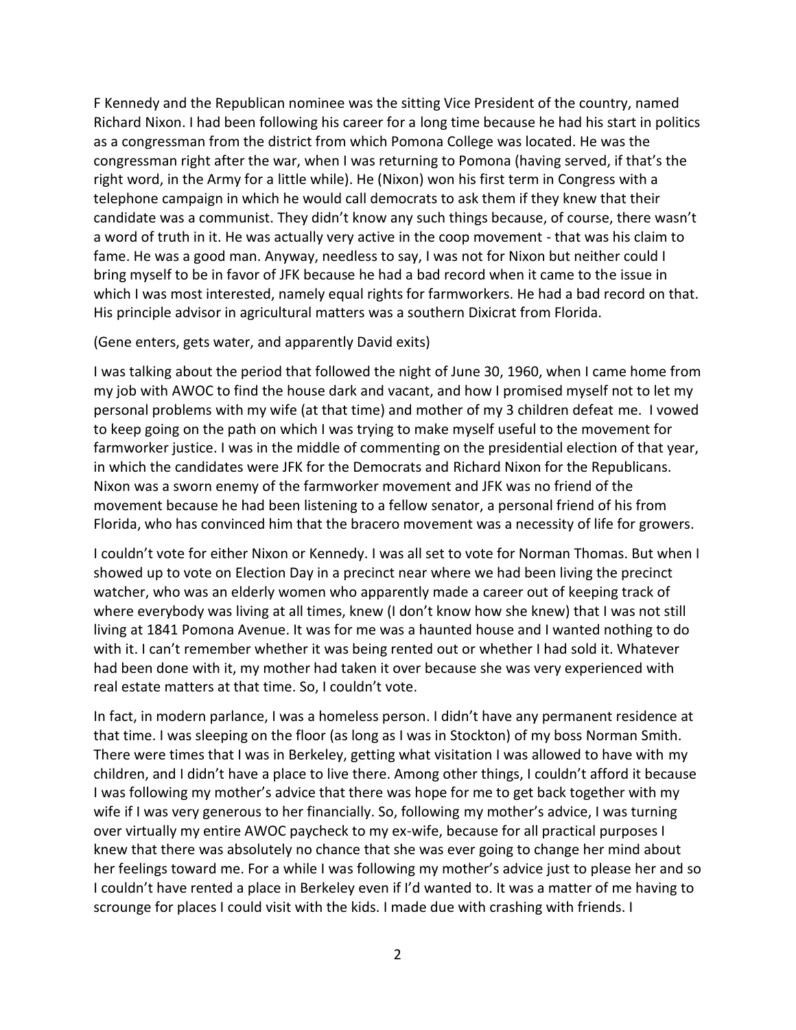F Kennedy and the Republican nominee was the sitting Vice President of the country, named Richard Nixon. I had been following his career for a long time because he had his start in politics as a congressman from the district from which Pomona College was located. He was the congressman right after the war, when I was returning to Pomona (having served, if that's the right word, in the Army for a little while). He (Nixon) won his first term in Congress with a telephone campaign in which he would call democrats to ask them if they knew that their candidate was a communist. They didn't know any such things because, of course, there wasn't a word of truth in it. He was actually very active in the coop movement - that was his claim to fame. He was a good man. Anyway, needless to say, I was not for Nixon but neither could I bring myself to be in favor of JFK because he had a bad record when it came to the issue in which I was most interested, namely equal rights for farmworkers. He had a bad record on that. His principle advisor in agricultural matters was a southern Dixicrat from Florida.

(Gene enters, gets water, and apparently David exits)

I was talking about the period that followed the night of June 30, 1960, when I came home from my job with AWOC to find the house dark and vacant, and how I promised myself not to let my personal problems with my wife (at that time) and mother of my 3 children defeat me. I vowed to keep going on the path on which I was trying to make myself useful to the movement for farmworker justice. I was in the middle of commenting on the presidential election of that year, in which the candidates were JFK for the Democrats and Richard Nixon for the Republicans. Nixon was a sworn enemy of the farmworker movement and JFK was no friend of the movement because he had been listening to a fellow senator, a personal friend of his from Florida, who has convinced him that the bracero movement was a necessity of life for growers.

I couldn't vote for either Nixon or Kennedy. I was all set to vote for Norman Thomas. But when I showed up to vote on Election Day in a precinct near where we had been living the precinct watcher, who was an elderly women who apparently made a career out of keeping track of where everybody was living at all times, knew (I don't know how she knew) that I was not still living at 1841 Pomona Avenue. It was for me was a haunted house and I wanted nothing to do with it. I can't remember whether it was being rented out or whether I had sold it. Whatever had been done with it, my mother had taken it over because she was very experienced with real estate matters at that time. So, I couldn't vote.

In fact, in modern parlance, I was a homeless person. I didn't have any permanent residence at that time. I was sleeping on the floor (as long as I was in Stockton) of my boss Norman Smith. There were times that I was in Berkeley, getting what visitation I was allowed to have with my children, and I didn't have a place to live there. Among other things, I couldn't afford it because I was following my mother's advice that there was hope for me to get back together with my wife if I was very generous to her financially. So, following my mother's advice, I was turning over virtually my entire AWOC paycheck to my ex-wife, because for all practical purposes I knew that there was absolutely no chance that she was ever going to change her mind about her feelings toward me. For a while I was following my mother's advice just to please her and so I couldn't have rented a place in Berkeley even if I'd wanted to. It was a matter of me having to scrounge for places I could visit with the kids. I made due with crashing with friends. I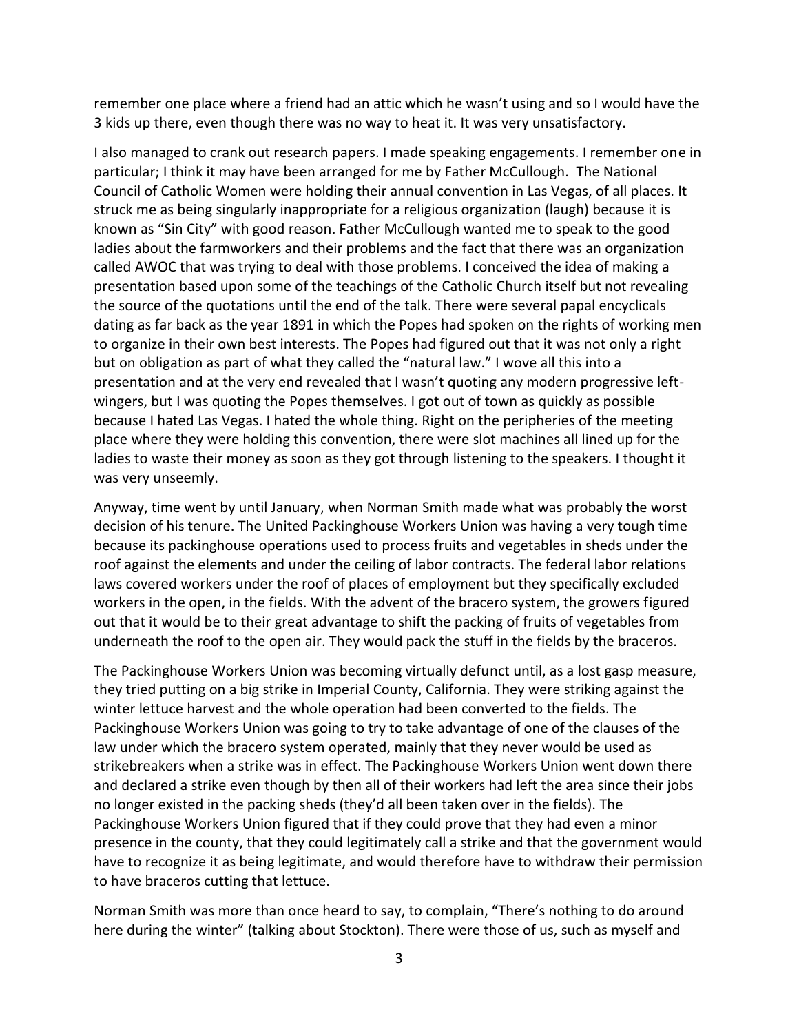remember one place where a friend had an attic which he wasn't using and so I would have the 3 kids up there, even though there was no way to heat it. It was very unsatisfactory.

I also managed to crank out research papers. I made speaking engagements. I remember one in particular; I think it may have been arranged for me by Father McCullough. The National Council of Catholic Women were holding their annual convention in Las Vegas, of all places. It struck me as being singularly inappropriate for a religious organization (laugh) because it is known as "Sin City" with good reason. Father McCullough wanted me to speak to the good ladies about the farmworkers and their problems and the fact that there was an organization called AWOC that was trying to deal with those problems. I conceived the idea of making a presentation based upon some of the teachings of the Catholic Church itself but not revealing the source of the quotations until the end of the talk. There were several papal encyclicals dating as far back as the year 1891 in which the Popes had spoken on the rights of working men to organize in their own best interests. The Popes had figured out that it was not only a right but on obligation as part of what they called the "natural law." I wove all this into a presentation and at the very end revealed that I wasn't quoting any modern progressive left-wingers, but I was quoting the Popes themselves. I got out of town as quickly as possible because I hated Las Vegas. I hated the whole thing. Right on the peripheries of the meeting place where they were holding this convention, there were slot machines all lined up for the ladies to waste their money as soon as they got through listening to the speakers. I thought it was very unseemly.

Anyway, time went by until January, when Norman Smith made what was probably the worst decision of his tenure. The United Packinghouse Workers Union was having a very tough time because its packinghouse operations used to process fruits and vegetables in sheds under the roof against the elements and under the ceiling of labor contracts. The federal labor relations laws covered workers under the roof of places of employment but they specifically excluded workers in the open, in the fields. With the advent of the bracero system, the growers figured out that it would be to their great advantage to shift the packing of fruits of vegetables from underneath the roof to the open air. They would pack the stuff in the fields by the braceros.

The Packinghouse Workers Union was becoming virtually defunct until, as a lost gasp measure, they tried putting on a big strike in Imperial County, California. They were striking against the winter lettuce harvest and the whole operation had been converted to the fields. The Packinghouse Workers Union was going to try to take advantage of one of the clauses of the law under which the bracero system operated, mainly that they never would be used as strikebreakers when a strike was in effect. The Packinghouse Workers Union went down there and declared a strike even though by then all of their workers had left the area since their jobs no longer existed in the packing sheds (they'd all been taken over in the fields). The Packinghouse Workers Union figured that if they could prove that they had even a minor presence in the county, that they could legitimately call a strike and that the government would have to recognize it as being legitimate, and would therefore have to withdraw their permission to have braceros cutting that lettuce.

Norman Smith was more than once heard to say, to complain, "There's nothing to do around here during the winter" (talking about Stockton). There were those of us, such as myself and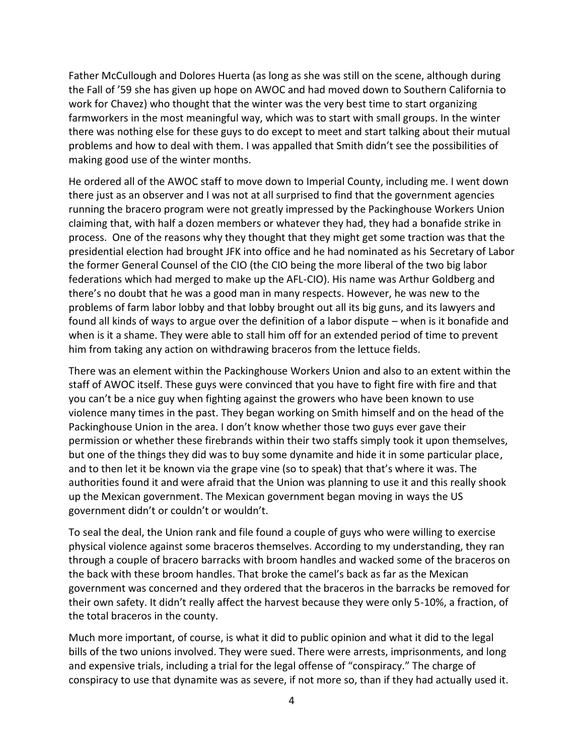Father McCullough and Dolores Huerta (as long as she was still on the scene, although during the Fall of '59 she has given up hope on AWOC and had moved down to Southern California to work for Chavez) who thought that the winter was the very best time to start organizing farmworkers in the most meaningful way, which was to start with small groups. In the winter there was nothing else for these guys to do except to meet and start talking about their mutual problems and how to deal with them. I was appalled that Smith didn't see the possibilities of making good use of the winter months.

He ordered all of the AWOC staff to move down to Imperial County, including me. I went down there just as an observer and I was not at all surprised to find that the government agencies running the bracero program were not greatly impressed by the Packinghouse Workers Union claiming that, with half a dozen members or whatever they had, they had a bonafide strike in process. One of the reasons why they thought that they might get some traction was that the presidential election had brought JFK into office and he had nominated as his Secretary of Labor the former General Counsel of the CIO (the CIO being the more liberal of the two big labor federations which had merged to make up the AFL-CIO). His name was Arthur Goldberg and there's no doubt that he was a good man in many respects. However, he was new to the problems of farm labor lobby and that lobby brought out all its big guns, and its lawyers and found all kinds of ways to argue over the definition of a labor dispute – when is it bonafide and when is it a shame. They were able to stall him off for an extended period of time to prevent him from taking any action on withdrawing braceros from the lettuce fields.

There was an element within the Packinghouse Workers Union and also to an extent within the staff of AWOC itself. These guys were convinced that you have to fight fire with fire and that you can't be a nice guy when fighting against the growers who have been known to use violence many times in the past. They began working on Smith himself and on the head of the Packinghouse Union in the area. I don't know whether those two guys ever gave their permission or whether these firebrands within their two staffs simply took it upon themselves, but one of the things they did was to buy some dynamite and hide it in some particular place, and to then let it be known via the grape vine (so to speak) that that's where it was. The authorities found it and were afraid that the Union was planning to use it and this really shook up the Mexican government. The Mexican government began moving in ways the US government didn't or couldn't or wouldn't.

To seal the deal, the Union rank and file found a couple of guys who were willing to exercise physical violence against some braceros themselves. According to my understanding, they ran through a couple of bracero barracks with broom handles and wacked some of the braceros on the back with these broom handles. That broke the camel's back as far as the Mexican government was concerned and they ordered that the braceros in the barracks be removed for their own safety. It didn't really affect the harvest because they were only 5-10%, a fraction, of the total braceros in the county.

Much more important, of course, is what it did to public opinion and what it did to the legal bills of the two unions involved. They were sued. There were arrests, imprisonments, and long and expensive trials, including a trial for the legal offense of "conspiracy." The charge of conspiracy to use that dynamite was as severe, if not more so, than if they had actually used it.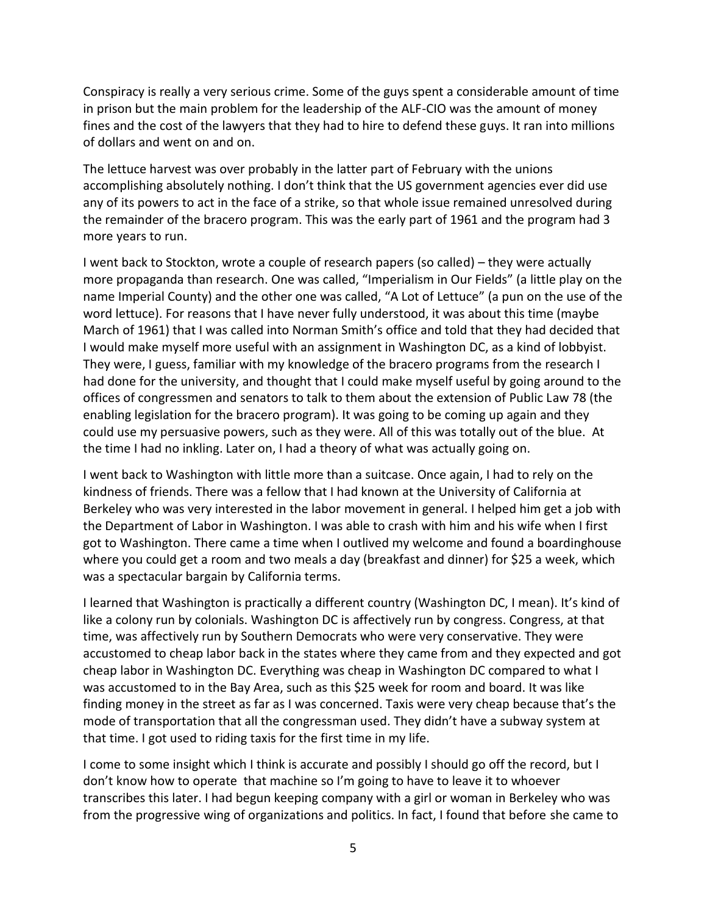Conspiracy is really a very serious crime. Some of the guys spent a considerable amount of time in prison but the main problem for the leadership of the ALF-CIO was the amount of money fines and the cost of the lawyers that they had to hire to defend these guys. It ran into millions of dollars and went on and on.

The lettuce harvest was over probably in the latter part of February with the unions accomplishing absolutely nothing. I don't think that the US government agencies ever did use any of its powers to act in the face of a strike, so that whole issue remained unresolved during the remainder of the bracero program. This was the early part of 1961 and the program had 3 more years to run.

I went back to Stockton, wrote a couple of research papers (so called) – they were actually more propaganda than research. One was called, "Imperialism in Our Fields" (a little play on the name Imperial County) and the other one was called, "A Lot of Lettuce" (a pun on the use of the word lettuce). For reasons that I have never fully understood, it was about this time (maybe March of 1961) that I was called into Norman Smith's office and told that they had decided that I would make myself more useful with an assignment in Washington DC, as a kind of lobbyist. They were, I guess, familiar with my knowledge of the bracero programs from the research I had done for the university, and thought that I could make myself useful by going around to the offices of congressmen and senators to talk to them about the extension of Public Law 78 (the enabling legislation for the bracero program). It was going to be coming up again and they could use my persuasive powers, such as they were. All of this was totally out of the blue. At the time I had no inkling. Later on, I had a theory of what was actually going on.

I went back to Washington with little more than a suitcase. Once again, I had to rely on the kindness of friends. There was a fellow that I had known at the University of California at Berkeley who was very interested in the labor movement in general. I helped him get a job with the Department of Labor in Washington. I was able to crash with him and his wife when I first got to Washington. There came a time when I outlived my welcome and found a boardinghouse where you could get a room and two meals a day (breakfast and dinner) for $25 a week, which was a spectacular bargain by California terms.

I learned that Washington is practically a different country (Washington DC, I mean). It's kind of like a colony run by colonials. Washington DC is affectively run by congress. Congress, at that time, was affectively run by Southern Democrats who were very conservative. They were accustomed to cheap labor back in the states where they came from and they expected and got cheap labor in Washington DC. Everything was cheap in Washington DC compared to what I was accustomed to in the Bay Area, such as this $25 week for room and board. It was like finding money in the street as far as I was concerned. Taxis were very cheap because that's the mode of transportation that all the congressman used. They didn't have a subway system at that time. I got used to riding taxis for the first time in my life.

I come to some insight which I think is accurate and possibly I should go off the record, but I don't know how to operate that machine so I'm going to have to leave it to whoever transcribes this later. I had begun keeping company with a girl or woman in Berkeley who was from the progressive wing of organizations and politics. In fact, I found that before she came to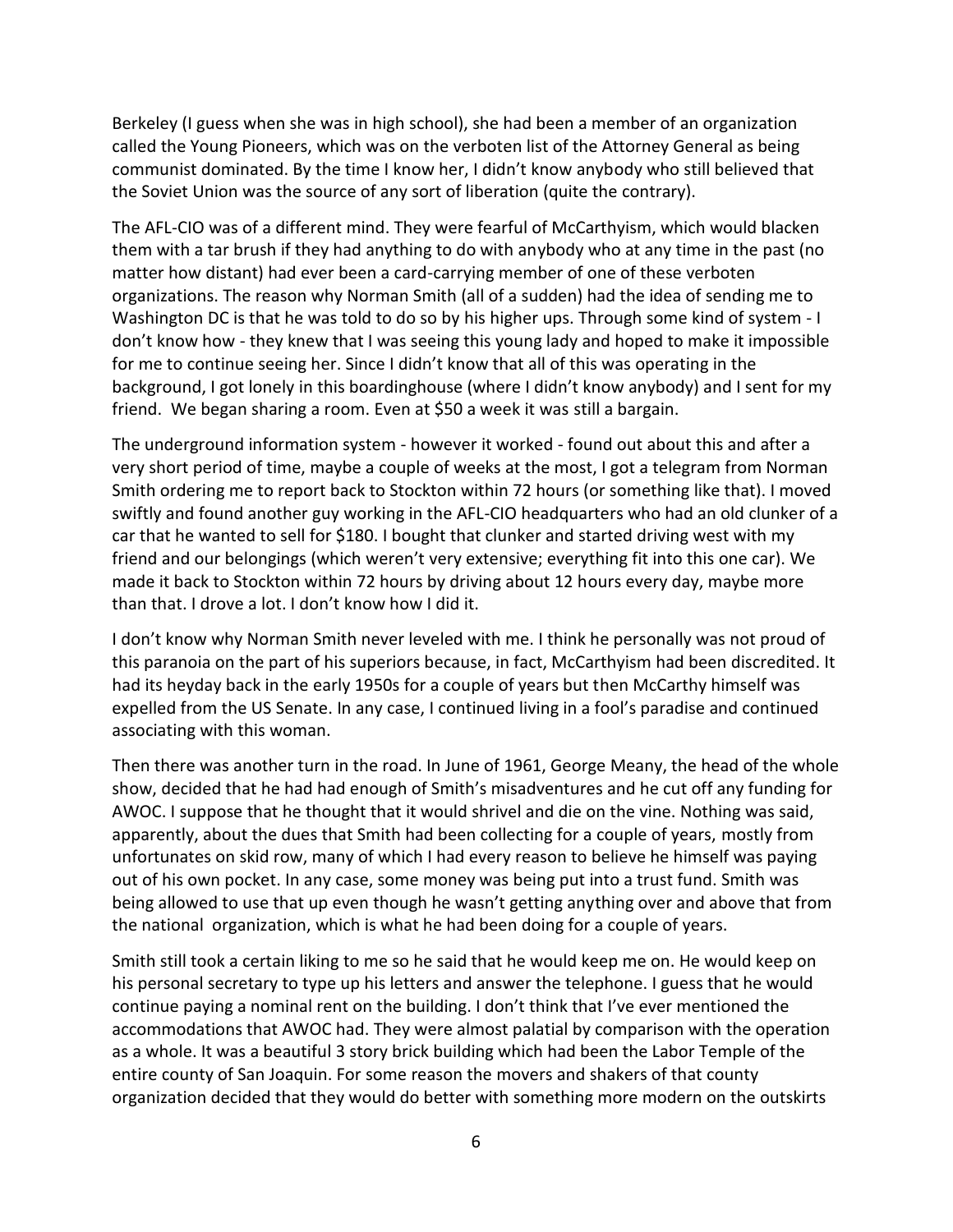Berkeley (I guess when she was in high school), she had been a member of an organization called the Young Pioneers, which was on the verboten list of the Attorney General as being communist dominated. By the time I know her, I didn't know anybody who still believed that the Soviet Union was the source of any sort of liberation (quite the contrary).

The AFL-CIO was of a different mind. They were fearful of McCarthyism, which would blacken them with a tar brush if they had anything to do with anybody who at any time in the past (no matter how distant) had ever been a card-carrying member of one of these verboten organizations. The reason why Norman Smith (all of a sudden) had the idea of sending me to Washington DC is that he was told to do so by his higher ups. Through some kind of system - I don't know how - they knew that I was seeing this young lady and hoped to make it impossible for me to continue seeing her. Since I didn't know that all of this was operating in the background, I got lonely in this boardinghouse (where I didn't know anybody) and I sent for my friend. We began sharing a room. Even at $50 a week it was still a bargain.

The underground information system - however it worked - found out about this and after a very short period of time, maybe a couple of weeks at the most, I got a telegram from Norman Smith ordering me to report back to Stockton within 72 hours (or something like that). I moved swiftly and found another guy working in the AFL-CIO headquarters who had an old clunker of a car that he wanted to sell for $180. I bought that clunker and started driving west with my friend and our belongings (which weren't very extensive; everything fit into this one car). We made it back to Stockton within 72 hours by driving about 12 hours every day, maybe more than that. I drove a lot. I don't know how I did it.

I don't know why Norman Smith never leveled with me. I think he personally was not proud of this paranoia on the part of his superiors because, in fact, McCarthyism had been discredited. It had its heyday back in the early 1950s for a couple of years but then McCarthy himself was expelled from the US Senate. In any case, I continued living in a fool's paradise and continued associating with this woman.

Then there was another turn in the road. In June of 1961, George Meany, the head of the whole show, decided that he had had enough of Smith's misadventures and he cut off any funding for AWOC. I suppose that he thought that it would shrivel and die on the vine. Nothing was said, apparently, about the dues that Smith had been collecting for a couple of years, mostly from unfortunates on skid row, many of which I had every reason to believe he himself was paying out of his own pocket. In any case, some money was being put into a trust fund. Smith was being allowed to use that up even though he wasn't getting anything over and above that from the national organization, which is what he had been doing for a couple of years.

Smith still took a certain liking to me so he said that he would keep me on. He would keep on his personal secretary to type up his letters and answer the telephone. I guess that he would continue paying a nominal rent on the building. I don't think that I've ever mentioned the accommodations that AWOC had. They were almost palatial by comparison with the operation as a whole. It was a beautiful 3 story brick building which had been the Labor Temple of the entire county of San Joaquin. For some reason the movers and shakers of that county organization decided that they would do better with something more modern on the outskirts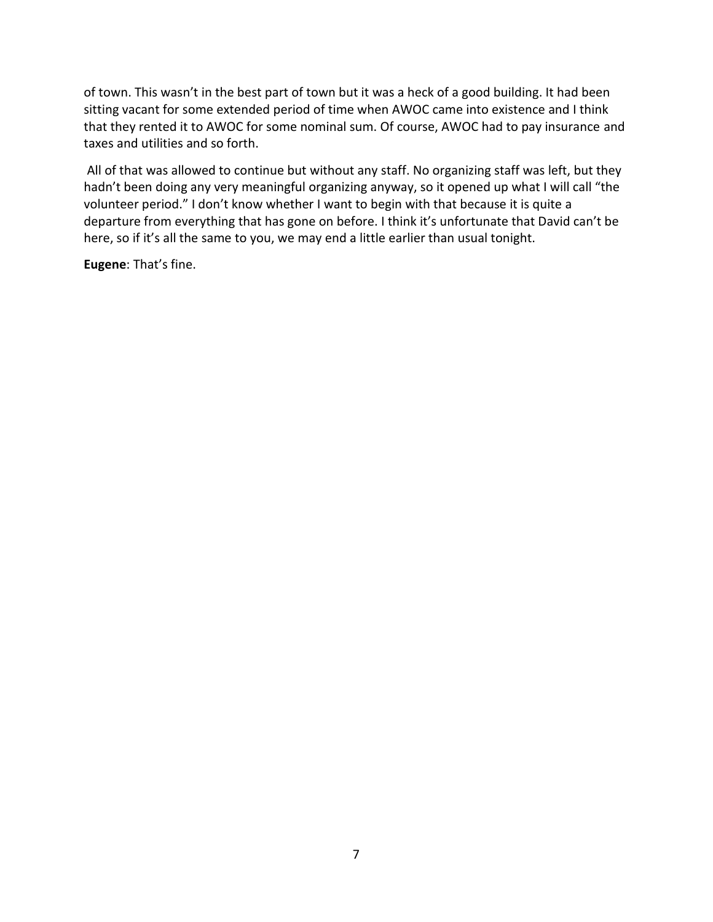of town. This wasn't in the best part of town but it was a heck of a good building. It had been sitting vacant for some extended period of time when AWOC came into existence and I think that they rented it to AWOC for some nominal sum. Of course, AWOC had to pay insurance and taxes and utilities and so forth.

All of that was allowed to continue but without any staff. No organizing staff was left, but they hadn't been doing any very meaningful organizing anyway, so it opened up what I will call "the volunteer period." I don't know whether I want to begin with that because it is quite a departure from everything that has gone on before. I think it's unfortunate that David can't be here, so if it's all the same to you, we may end a little earlier than usual tonight.

**Eugene**: That's fine.